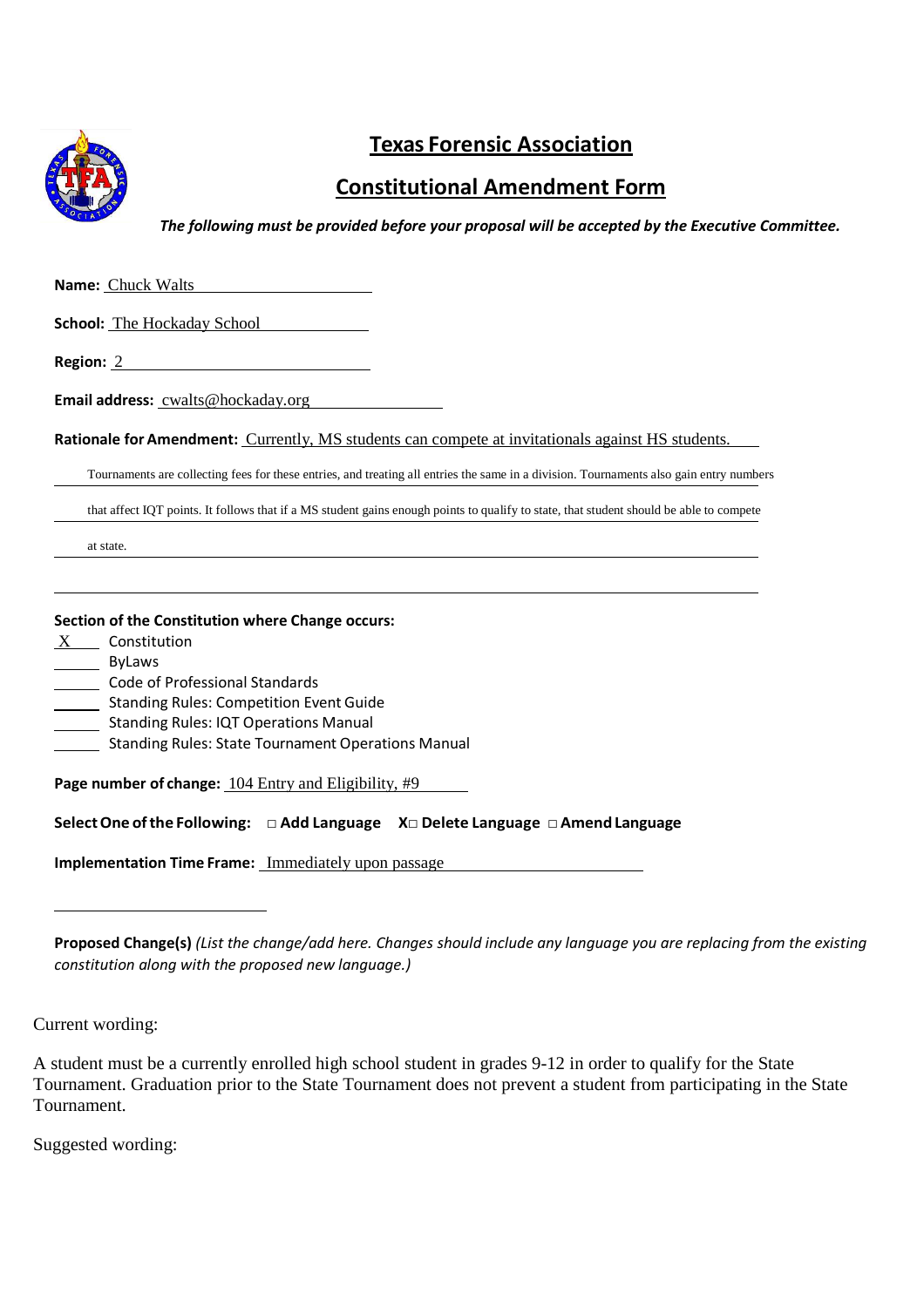# Texas Forensic Association

## Constitutional Amendment Form

***The following must be provided before your proposal will be accepted by the Executive Committee.***

**Name:** Chuck Walts

**School:** The Hockaday School

**Region:** 2

**Email address:** cwalts@hockaday.org

**Rationale for Amendment:** Currently, MS students can compete at invitationals against HS students. Tournaments are collecting fees for these entries, and treating all entries the same in a division. Tournaments also gain entry numbers that affect IQT points. It follows that if a MS student gains enough points to qualify to state, that student should be able to compete at state.

**Section of the Constitution where Change occurs:**

- X Constitution
- \_\_\_ ByLaws
- \_\_\_ Code of Professional Standards
- \_\_\_ Standing Rules: Competition Event Guide
- \_\_\_ Standing Rules: IQT Operations Manual
- \_\_\_ Standing Rules: State Tournament Operations Manual

**Page number of change:** 104 Entry and Eligibility, #9

**Select One of the Following:** □ **Add Language** X□ **Delete Language** □ **Amend Language**

**Implementation Time Frame:** Immediately upon passage

**Proposed Change(s)** *(List the change/add here. Changes should include any language you are replacing from the existing constitution along with the proposed new language.)*

Current wording:

A student must be a currently enrolled high school student in grades 9-12 in order to qualify for the State Tournament. Graduation prior to the State Tournament does not prevent a student from participating in the State Tournament.

Suggested wording: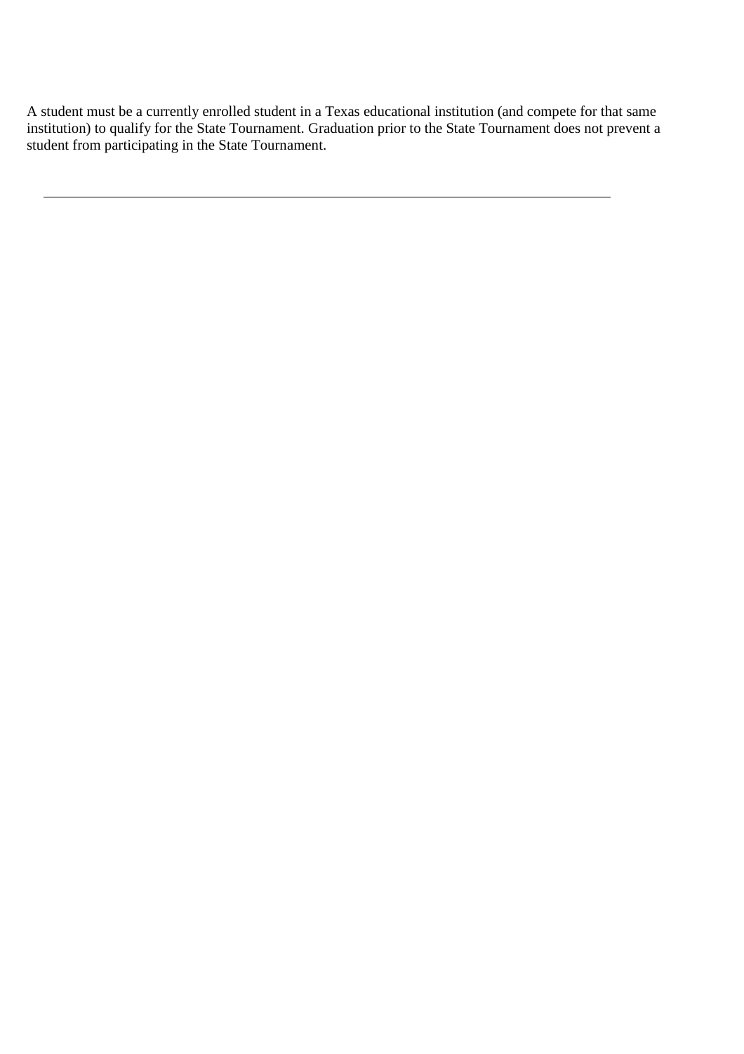A student must be a currently enrolled student in a Texas educational institution (and compete for that same institution) to qualify for the State Tournament. Graduation prior to the State Tournament does not prevent a student from participating in the State Tournament.

---